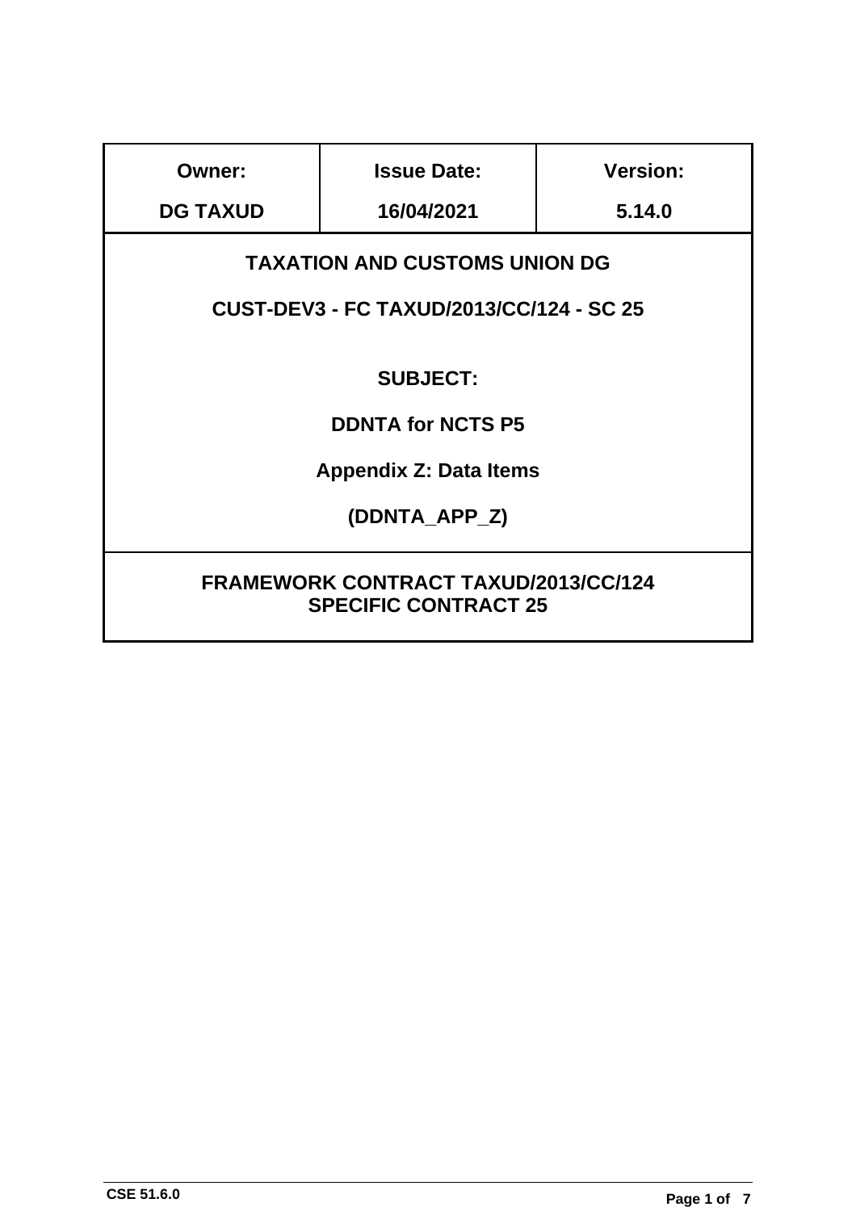| Owner: | Issue Date: | Version: |
|---|---|---|
| DG TAXUD | 16/04/2021 | 5.14.0 |

**TAXATION AND CUSTOMS UNION DG**

**CUST-DEV3 - FC TAXUD/2013/CC/124 - SC 25**

**SUBJECT:**

**DDNTA for NCTS P5**

**Appendix Z: Data Items**

**(DDNTA_APP_Z)**

**FRAMEWORK CONTRACT TAXUD/2013/CC/124**
**SPECIFIC CONTRACT 25**

CSE 51.6.0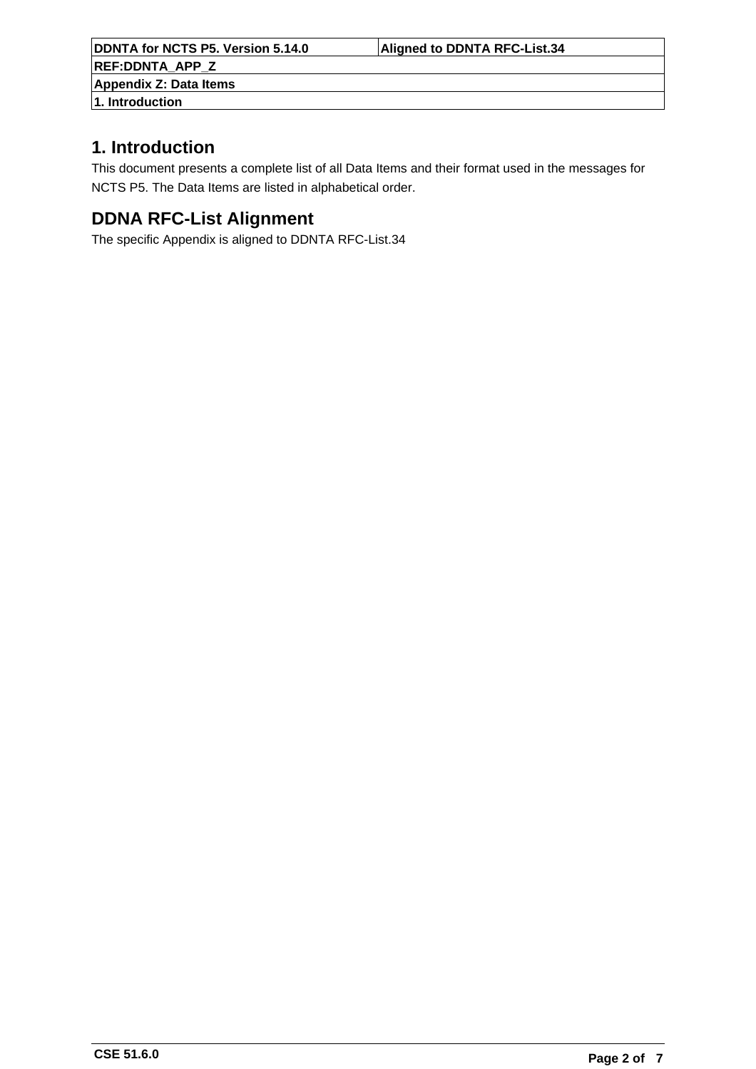# 1. Introduction

This document presents a complete list of all Data Items and their format used in the messages for NCTS P5. The Data Items are listed in alphabetical order.

# DDNA RFC-List Alignment

The specific Appendix is aligned to DDNTA RFC-List.34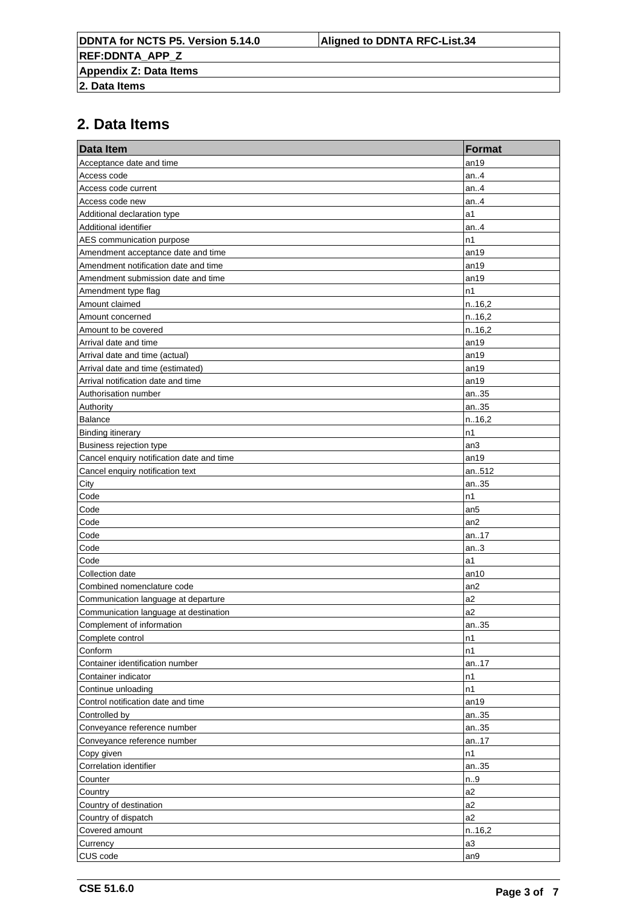# 2. Data Items

| Data Item | Format |
| --- | --- |
| Acceptance date and time | an19 |
| Access code | an..4 |
| Access code current | an..4 |
| Access code new | an..4 |
| Additional declaration type | a1 |
| Additional identifier | an..4 |
| AES communication purpose | n1 |
| Amendment acceptance date and time | an19 |
| Amendment notification date and time | an19 |
| Amendment submission date and time | an19 |
| Amendment type flag | n1 |
| Amount claimed | n..16,2 |
| Amount concerned | n..16,2 |
| Amount to be covered | n..16,2 |
| Arrival date and time | an19 |
| Arrival date and time (actual) | an19 |
| Arrival date and time (estimated) | an19 |
| Arrival notification date and time | an19 |
| Authorisation number | an..35 |
| Authority | an..35 |
| Balance | n..16,2 |
| Binding itinerary | n1 |
| Business rejection type | an3 |
| Cancel enquiry notification date and time | an19 |
| Cancel enquiry notification text | an..512 |
| City | an..35 |
| Code | n1 |
| Code | an5 |
| Code | an2 |
| Code | an..17 |
| Code | an..3 |
| Code | a1 |
| Collection date | an10 |
| Combined nomenclature code | an2 |
| Communication language at departure | a2 |
| Communication language at destination | a2 |
| Complement of information | an..35 |
| Complete control | n1 |
| Conform | n1 |
| Container identification number | an..17 |
| Container indicator | n1 |
| Continue unloading | n1 |
| Control notification date and time | an19 |
| Controlled by | an..35 |
| Conveyance reference number | an..35 |
| Conveyance reference number | an..17 |
| Copy given | n1 |
| Correlation identifier | an..35 |
| Counter | n..9 |
| Country | a2 |
| Country of destination | a2 |
| Country of dispatch | a2 |
| Covered amount | n..16,2 |
| Currency | a3 |
| CUS code | an9 |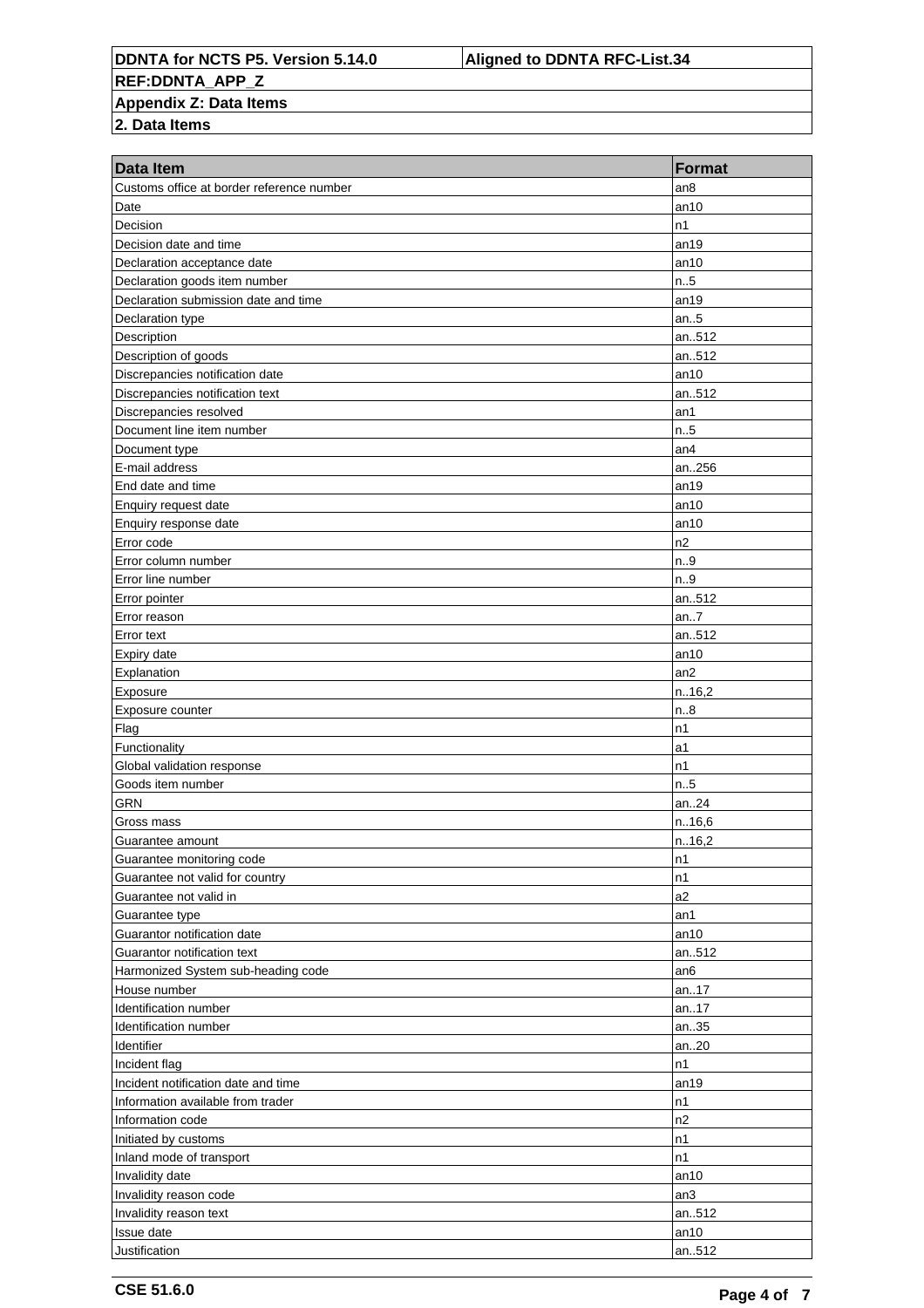| Data Item | Format |
|---|---|
| Customs office at border reference number | an8 |
| Date | an10 |
| Decision | n1 |
| Decision date and time | an19 |
| Declaration acceptance date | an10 |
| Declaration goods item number | n..5 |
| Declaration submission date and time | an19 |
| Declaration type | an..5 |
| Description | an..512 |
| Description of goods | an..512 |
| Discrepancies notification date | an10 |
| Discrepancies notification text | an..512 |
| Discrepancies resolved | an1 |
| Document line item number | n..5 |
| Document type | an4 |
| E-mail address | an..256 |
| End date and time | an19 |
| Enquiry request date | an10 |
| Enquiry response date | an10 |
| Error code | n2 |
| Error column number | n..9 |
| Error line number | n..9 |
| Error pointer | an..512 |
| Error reason | an..7 |
| Error text | an..512 |
| Expiry date | an10 |
| Explanation | an2 |
| Exposure | n..16,2 |
| Exposure counter | n..8 |
| Flag | n1 |
| Functionality | a1 |
| Global validation response | n1 |
| Goods item number | n..5 |
| GRN | an..24 |
| Gross mass | n..16,6 |
| Guarantee amount | n..16,2 |
| Guarantee monitoring code | n1 |
| Guarantee not valid for country | n1 |
| Guarantee not valid in | a2 |
| Guarantee type | an1 |
| Guarantor notification date | an10 |
| Guarantor notification text | an..512 |
| Harmonized System sub-heading code | an6 |
| House number | an..17 |
| Identification number | an..17 |
| Identification number | an..35 |
| Identifier | an..20 |
| Incident flag | n1 |
| Incident notification date and time | an19 |
| Information available from trader | n1 |
| Information code | n2 |
| Initiated by customs | n1 |
| Inland mode of transport | n1 |
| Invalidity date | an10 |
| Invalidity reason code | an3 |
| Invalidity reason text | an..512 |
| Issue date | an10 |
| Justification | an..512 |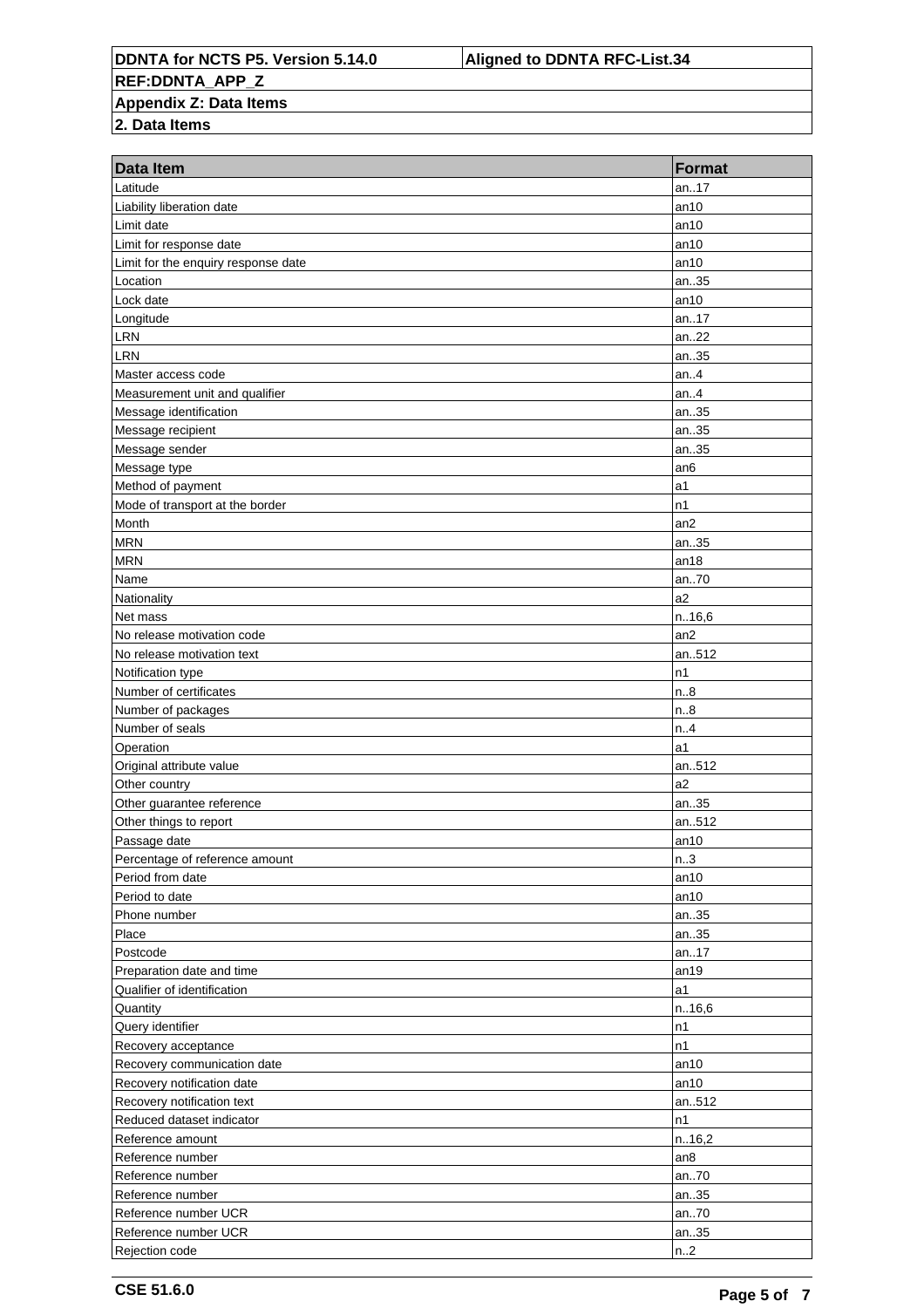| DDNTA for NCTS P5. Version 5.14.0 | Aligned to DDNTA RFC-List.34 |
|---|---|

**REF:DDNTA_APP_Z**

**Appendix Z: Data Items**

**2. Data Items**

| Data Item | Format |
|---|---|
| Latitude | an..17 |
| Liability liberation date | an10 |
| Limit date | an10 |
| Limit for response date | an10 |
| Limit for the enquiry response date | an10 |
| Location | an..35 |
| Lock date | an10 |
| Longitude | an..17 |
| LRN | an..22 |
| LRN | an..35 |
| Master access code | an..4 |
| Measurement unit and qualifier | an..4 |
| Message identification | an..35 |
| Message recipient | an..35 |
| Message sender | an..35 |
| Message type | an6 |
| Method of payment | a1 |
| Mode of transport at the border | n1 |
| Month | an2 |
| MRN | an..35 |
| MRN | an18 |
| Name | an..70 |
| Nationality | a2 |
| Net mass | n..16,6 |
| No release motivation code | an2 |
| No release motivation text | an..512 |
| Notification type | n1 |
| Number of certificates | n..8 |
| Number of packages | n..8 |
| Number of seals | n..4 |
| Operation | a1 |
| Original attribute value | an..512 |
| Other country | a2 |
| Other guarantee reference | an..35 |
| Other things to report | an..512 |
| Passage date | an10 |
| Percentage of reference amount | n..3 |
| Period from date | an10 |
| Period to date | an10 |
| Phone number | an..35 |
| Place | an..35 |
| Postcode | an..17 |
| Preparation date and time | an19 |
| Qualifier of identification | a1 |
| Quantity | n..16,6 |
| Query identifier | n1 |
| Recovery acceptance | n1 |
| Recovery communication date | an10 |
| Recovery notification date | an10 |
| Recovery notification text | an..512 |
| Reduced dataset indicator | n1 |
| Reference amount | n..16,2 |
| Reference number | an8 |
| Reference number | an..70 |
| Reference number | an..35 |
| Reference number UCR | an..70 |
| Reference number UCR | an..35 |
| Rejection code | n..2 |

CSE 51.6.0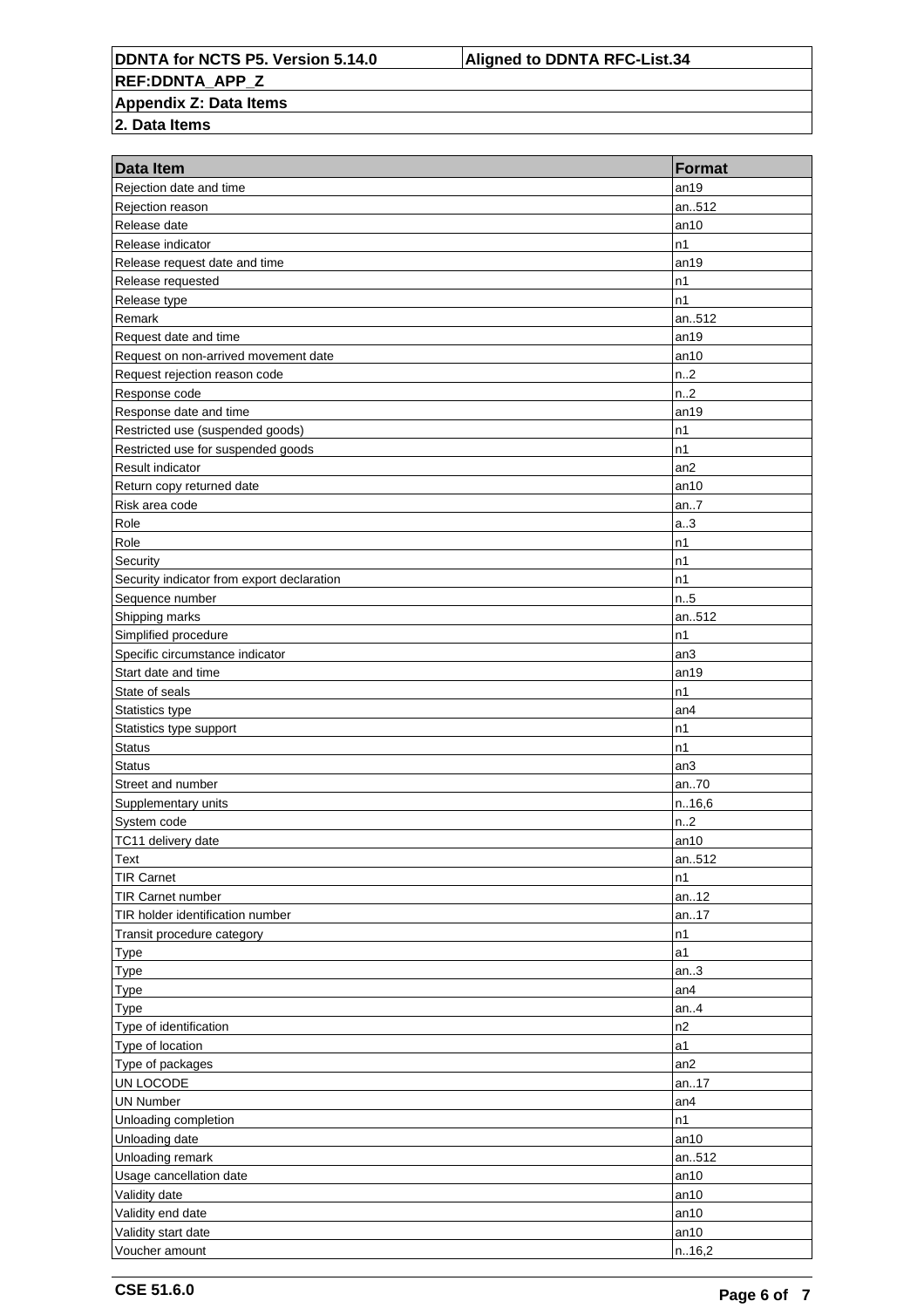| Data Item | Format |
|---|---|
| Rejection date and time | an19 |
| Rejection reason | an..512 |
| Release date | an10 |
| Release indicator | n1 |
| Release request date and time | an19 |
| Release requested | n1 |
| Release type | n1 |
| Remark | an..512 |
| Request date and time | an19 |
| Request on non-arrived movement date | an10 |
| Request rejection reason code | n..2 |
| Response code | n..2 |
| Response date and time | an19 |
| Restricted use (suspended goods) | n1 |
| Restricted use for suspended goods | n1 |
| Result indicator | an2 |
| Return copy returned date | an10 |
| Risk area code | an..7 |
| Role | a..3 |
| Role | n1 |
| Security | n1 |
| Security indicator from export declaration | n1 |
| Sequence number | n..5 |
| Shipping marks | an..512 |
| Simplified procedure | n1 |
| Specific circumstance indicator | an3 |
| Start date and time | an19 |
| State of seals | n1 |
| Statistics type | an4 |
| Statistics type support | n1 |
| Status | n1 |
| Status | an3 |
| Street and number | an..70 |
| Supplementary units | n..16,6 |
| System code | n..2 |
| TC11 delivery date | an10 |
| Text | an..512 |
| TIR Carnet | n1 |
| TIR Carnet number | an..12 |
| TIR holder identification number | an..17 |
| Transit procedure category | n1 |
| Type | a1 |
| Type | an..3 |
| Type | an4 |
| Type | an..4 |
| Type of identification | n2 |
| Type of location | a1 |
| Type of packages | an2 |
| UN LOCODE | an..17 |
| UN Number | an4 |
| Unloading completion | n1 |
| Unloading date | an10 |
| Unloading remark | an..512 |
| Usage cancellation date | an10 |
| Validity date | an10 |
| Validity end date | an10 |
| Validity start date | an10 |
| Voucher amount | n..16,2 |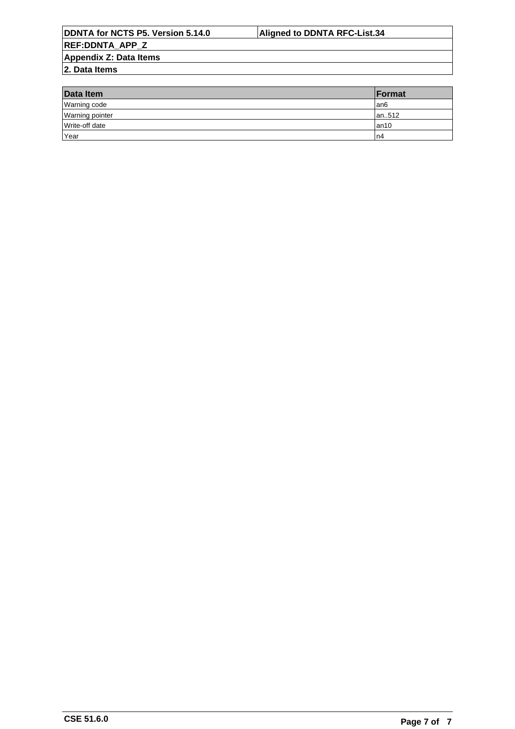| Data Item | Format |
| --- | --- |
| Warning code | an6 |
| Warning pointer | an..512 |
| Write-off date | an10 |
| Year | n4 |